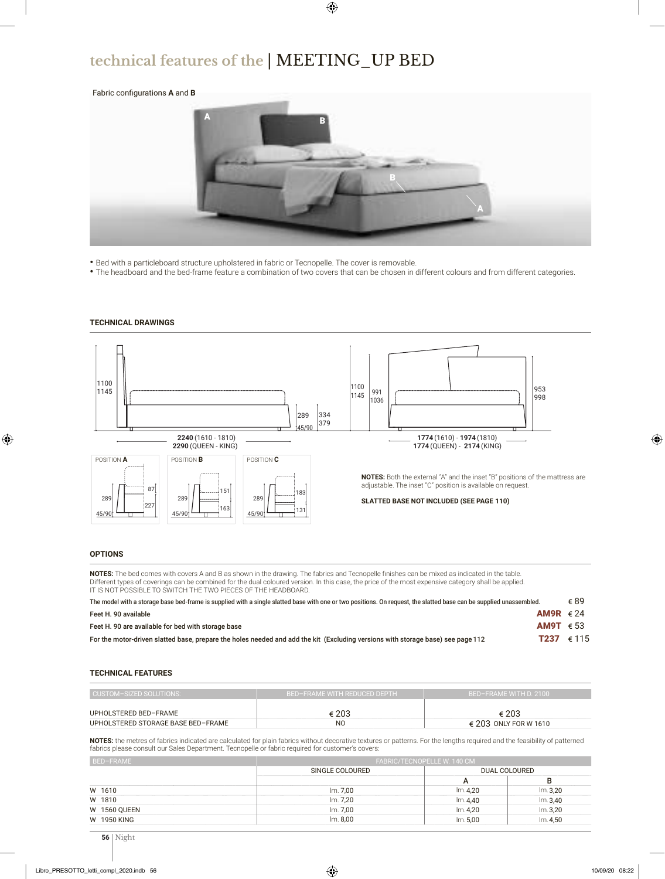# technical features of the | MEETING_UP BED

Fabric configurations **A** and **B**

- Bed with a particleboard structure upholstered in fabric or Tecnopelle. The cover is removable.
- The headboard and the bed-frame feature a combination of two covers that can be chosen in different colours and from different categories.

## TECHNICAL DRAWINGS

1100
1145

289 | 334
45/90 | 379

**2240** (1610 - 1810)
**2290** (QUEEN - KING)

1100
1145
991
1036
953
998

**1774** (1610) - **1974** (1810)
**1774** (QUEEN) - **2174** (KING)

POSITION **A**: 289, 45/90, 87, 227

POSITION **B**: 289, 45/90, 151, 163

POSITION **C**: 289, 45/90, 183, 131

**NOTES:** Both the external "A" and the inset "B" positions of the mattress are adjustable. The inset "C" position is available on request.

**SLATTED BASE NOT INCLUDED (SEE PAGE 110)**

## OPTIONS

**NOTES:** The bed comes with covers A and B as shown in the drawing. The fabrics and Tecnopelle finishes can be mixed as indicated in the table.
Different types of coverings can be combined for the dual coloured version. In this case, the price of the most expensive category shall be applied.
IT IS NOT POSSIBLE TO SWITCH THE TWO PIECES OF THE HEADBOARD.

| | | |
|---|---|---|
| The model with a storage base bed-frame is supplied with a single slatted base with one or two positions. On request, the slatted base can be supplied unassembled. | | € 89 |
| Feet H. 90 available | **AM9R** | € 24 |
| Feet H. 90 are available for bed with storage base | **AM9T** | € 53 |
| For the motor-driven slatted base, prepare the holes needed and add the kit (Excluding versions with storage base) see page 112 | **T237** | € 115 |

## TECHNICAL FEATURES

| CUSTOM-SIZED SOLUTIONS: | BED-FRAME WITH REDUCED DEPTH | BED-FRAME WITH D. 2100 |
|---|---|---|
| UPHOLSTERED BED-FRAME | € 203 | € 203 |
| UPHOLSTERED STORAGE BASE BED-FRAME | NO | € 203 ONLY FOR W 1610 |

**NOTES:** the metres of fabrics indicated are calculated for plain fabrics without decorative textures or patterns. For the lengths required and the feasibility of patterned fabrics please consult our Sales Department. Tecnopelle or fabric required for customer's covers:

| BED-FRAME | FABRIC/TECNOPELLE W. 140 CM | | |
|---|---|---|---|
| | SINGLE COLOURED | DUAL COLOURED | |
| | | A | B |
| W 1610 | lm. 7,00 | lm. 4,20 | lm. 3,20 |
| W 1810 | lm. 7,20 | lm. 4,40 | lm. 3,40 |
| W 1560 QUEEN | lm. 7,00 | lm. 4,20 | lm. 3,20 |
| W 1950 KING | lm. 8,00 | lm. 5,00 | lm. 4,50 |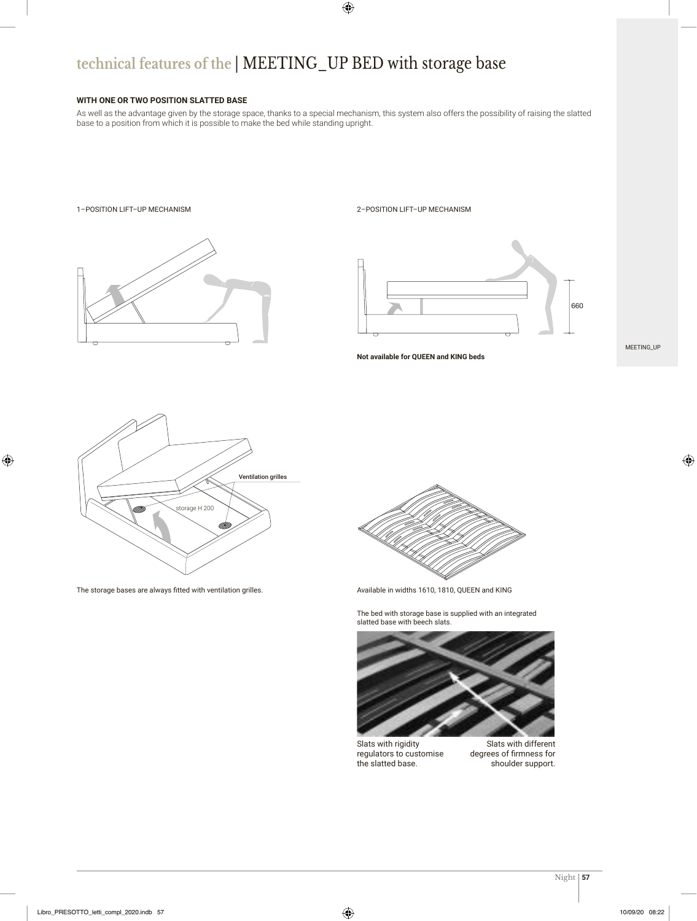# technical features of the | MEETING_UP BED with storage base

**WITH ONE OR TWO POSITION SLATTED BASE**

As well as the advantage given by the storage space, thanks to a special mechanism, this system also offers the possibility of raising the slatted base to a position from which it is possible to make the bed while standing upright.

1–POSITION LIFT–UP MECHANISM

2–POSITION LIFT–UP MECHANISM

660

**Not available for QUEEN and KING beds**

Ventilation grilles

storage H 200

The storage bases are always fitted with ventilation grilles.

Available in widths 1610, 1810, QUEEN and KING

The bed with storage base is supplied with an integrated slatted base with beech slats.

Slats with rigidity regulators to customise the slatted base.

Slats with different degrees of firmness for shoulder support.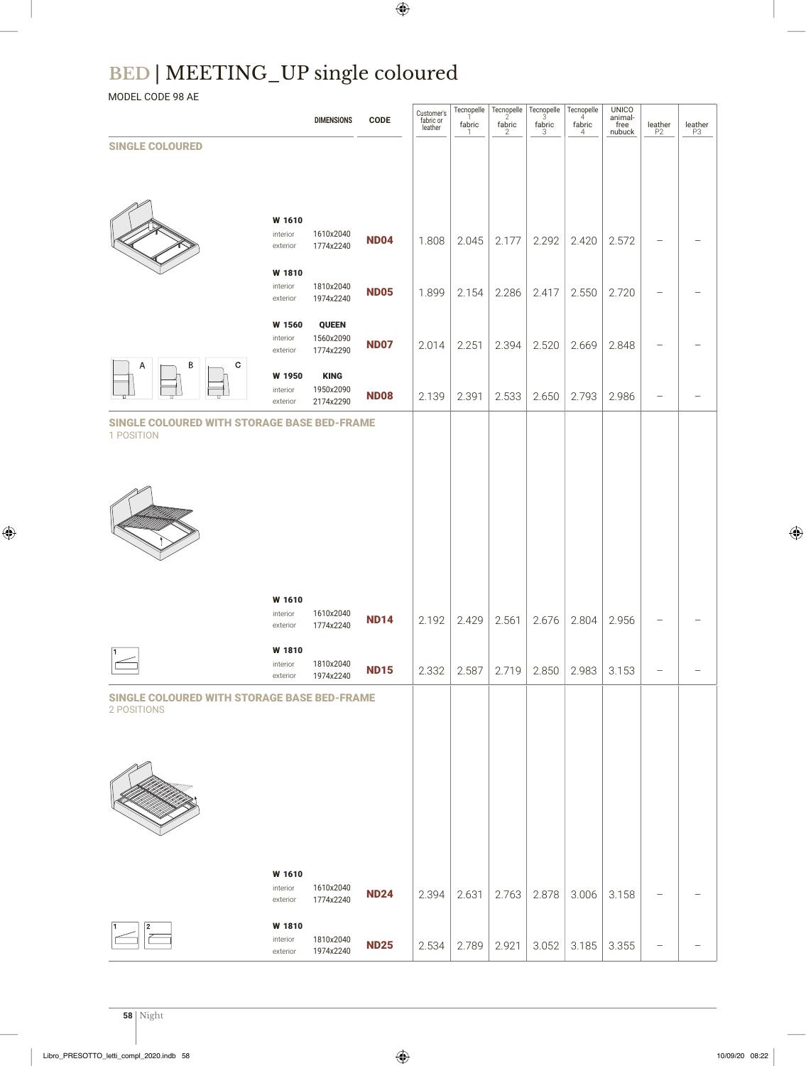# BED | MEETING_UP single coloured

MODEL CODE 98 AE

| | DIMENSIONS | CODE | Customer's fabric or leather | Tecnopelle 1 fabric 1 | Tecnopelle 2 fabric 2 | Tecnopelle 3 fabric 3 | Tecnopelle 4 fabric 4 | UNICO animal-free nubuck | leather P2 | leather P3 |
|---|---|---|---|---|---|---|---|---|---|---|
| **SINGLE COLOURED** | | | | | | | | | | |
| **W 1610** interior / exterior | 1610x2040 / 1774x2240 | **ND04** | 1.808 | 2.045 | 2.177 | 2.292 | 2.420 | 2.572 | – | – |
| **W 1810** interior / exterior | 1810x2040 / 1974x2240 | **ND05** | 1.899 | 2.154 | 2.286 | 2.417 | 2.550 | 2.720 | – | – |
| **W 1560** interior / exterior | **QUEEN** 1560x2090 / 1774x2290 | **ND07** | 2.014 | 2.251 | 2.394 | 2.520 | 2.669 | 2.848 | – | – |
| **W 1950** interior / exterior | **KING** 1950x2090 / 2174x2290 | **ND08** | 2.139 | 2.391 | 2.533 | 2.650 | 2.793 | 2.986 | – | – |
| **SINGLE COLOURED WITH STORAGE BASE BED-FRAME** 1 POSITION | | | | | | | | | | |
| **W 1610** interior / exterior | 1610x2040 / 1774x2240 | **ND14** | 2.192 | 2.429 | 2.561 | 2.676 | 2.804 | 2.956 | – | – |
| **W 1810** interior / exterior | 1810x2040 / 1974x2240 | **ND15** | 2.332 | 2.587 | 2.719 | 2.850 | 2.983 | 3.153 | – | – |
| **SINGLE COLOURED WITH STORAGE BASE BED-FRAME** 2 POSITIONS | | | | | | | | | | |
| **W 1610** interior / exterior | 1610x2040 / 1774x2240 | **ND24** | 2.394 | 2.631 | 2.763 | 2.878 | 3.006 | 3.158 | – | – |
| **W 1810** interior / exterior | 1810x2040 / 1974x2240 | **ND25** | 2.534 | 2.789 | 2.921 | 3.052 | 3.185 | 3.355 | – | – |

A B C

1 2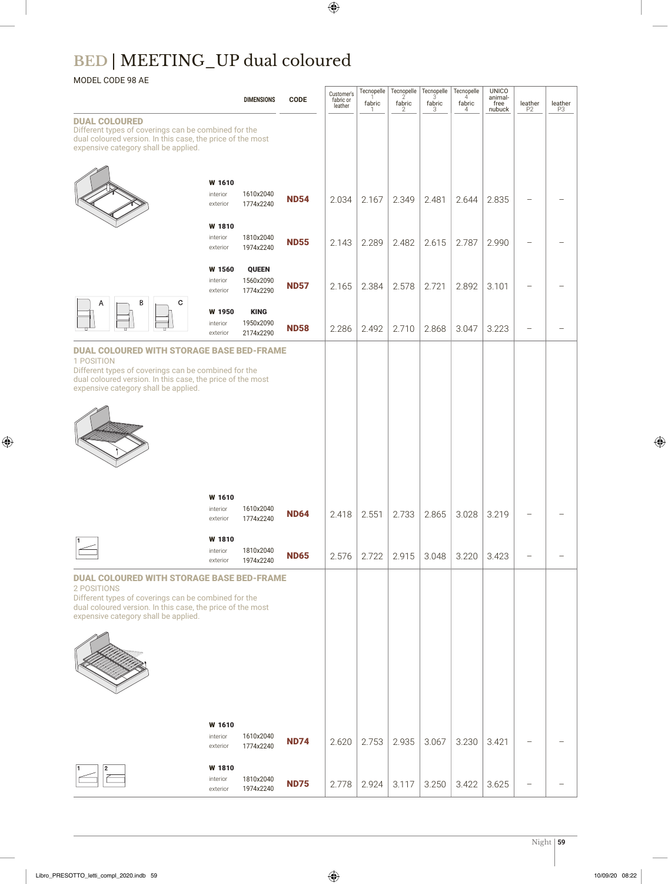# BED | MEETING_UP dual coloured

MODEL CODE 98 AE

| | DIMENSIONS | | CODE | Customer's fabric or leather | Tecnopelle 1 fabric 1 | Tecnopelle 2 fabric 2 | Tecnopelle 3 fabric 3 | Tecnopelle 4 fabric 4 | UNICO animal-free nubuck | leather P2 | leather P3 |
|---|---|---|---|---|---|---|---|---|---|---|---|
| **DUAL COLOURED** Different types of coverings can be combined for the dual coloured version. In this case, the price of the most expensive category shall be applied. | | | | | | | | | | | |
| **W 1610** | interior | 1610x2040 | **ND54** | 2.034 | 2.167 | 2.349 | 2.481 | 2.644 | 2.835 | – | – |
| | exterior | 1774x2240 | | | | | | | | | |
| **W 1810** | interior | 1810x2040 | **ND55** | 2.143 | 2.289 | 2.482 | 2.615 | 2.787 | 2.990 | – | – |
| | exterior | 1974x2240 | | | | | | | | | |
| **W 1560 QUEEN** | interior | 1560x2090 | **ND57** | 2.165 | 2.384 | 2.578 | 2.721 | 2.892 | 3.101 | – | – |
| | exterior | 1774x2290 | | | | | | | | | |
| **W 1950 KING** | interior | 1950x2090 | **ND58** | 2.286 | 2.492 | 2.710 | 2.868 | 3.047 | 3.223 | – | – |
| | exterior | 2174x2290 | | | | | | | | | |
| **DUAL COLOURED WITH STORAGE BASE BED-FRAME** 1 POSITION Different types of coverings can be combined for the dual coloured version. In this case, the price of the most expensive category shall be applied. | | | | | | | | | | | |
| **W 1610** | interior | 1610x2040 | **ND64** | 2.418 | 2.551 | 2.733 | 2.865 | 3.028 | 3.219 | – | – |
| | exterior | 1774x2240 | | | | | | | | | |
| **W 1810** | interior | 1810x2040 | **ND65** | 2.576 | 2.722 | 2.915 | 3.048 | 3.220 | 3.423 | – | – |
| | exterior | 1974x2240 | | | | | | | | | |
| **DUAL COLOURED WITH STORAGE BASE BED-FRAME** 2 POSITIONS Different types of coverings can be combined for the dual coloured version. In this case, the price of the most expensive category shall be applied. | | | | | | | | | | | |
| **W 1610** | interior | 1610x2040 | **ND74** | 2.620 | 2.753 | 2.935 | 3.067 | 3.230 | 3.421 | – | – |
| | exterior | 1774x2240 | | | | | | | | | |
| **W 1810** | interior | 1810x2040 | **ND75** | 2.778 | 2.924 | 3.117 | 3.250 | 3.422 | 3.625 | – | – |
| | exterior | 1974x2240 | | | | | | | | | |

A B C

1

1 2